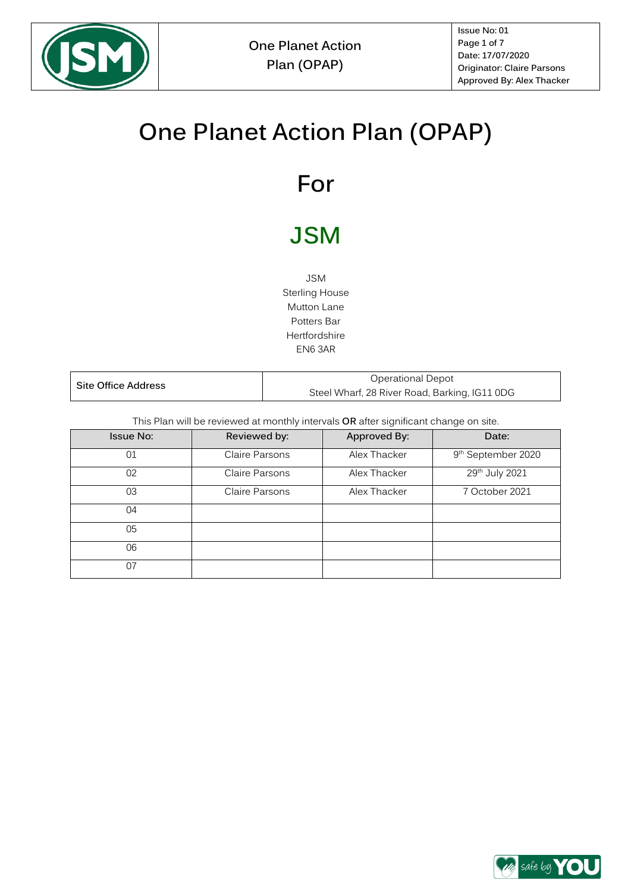# One Planet Action Plan (OPAP)

# For

# JSM

JSM
Sterling House
Mutton Lane
Potters Bar
Hertfordshire
EN6 3AR

| Site Office Address | Operational Depot<br>Steel Wharf, 28 River Road, Barking, IG11 0DG |
|---|---|

This Plan will be reviewed at monthly intervals **OR** after significant change on site.

| Issue No: | Reviewed by: | Approved By: | Date: |
|---|---|---|---|
| 01 | Claire Parsons | Alex Thacker | 9th September 2020 |
| 02 | Claire Parsons | Alex Thacker | 29th July 2021 |
| 03 | Claire Parsons | Alex Thacker | 7 October 2021 |
| 04 | | | |
| 05 | | | |
| 06 | | | |
| 07 | | | |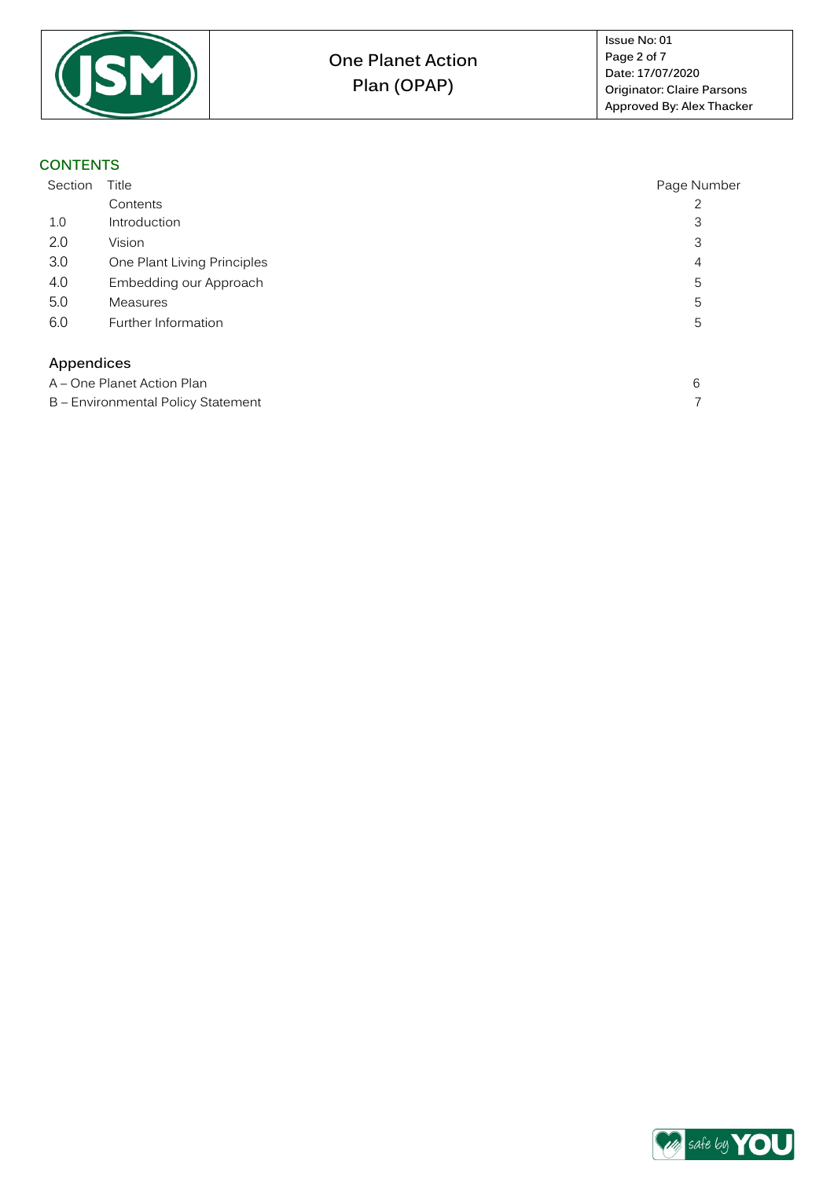## CONTENTS

| Section | Title | Page Number |
|---|---|---|
| | Contents | 2 |
| 1.0 | Introduction | 3 |
| 2.0 | Vision | 3 |
| 3.0 | One Plant Living Principles | 4 |
| 4.0 | Embedding our Approach | 5 |
| 5.0 | Measures | 5 |
| 6.0 | Further Information | 5 |

### Appendices

| Appendix | Page Number |
|---|---|
| A – One Planet Action Plan | 6 |
| B – Environmental Policy Statement | 7 |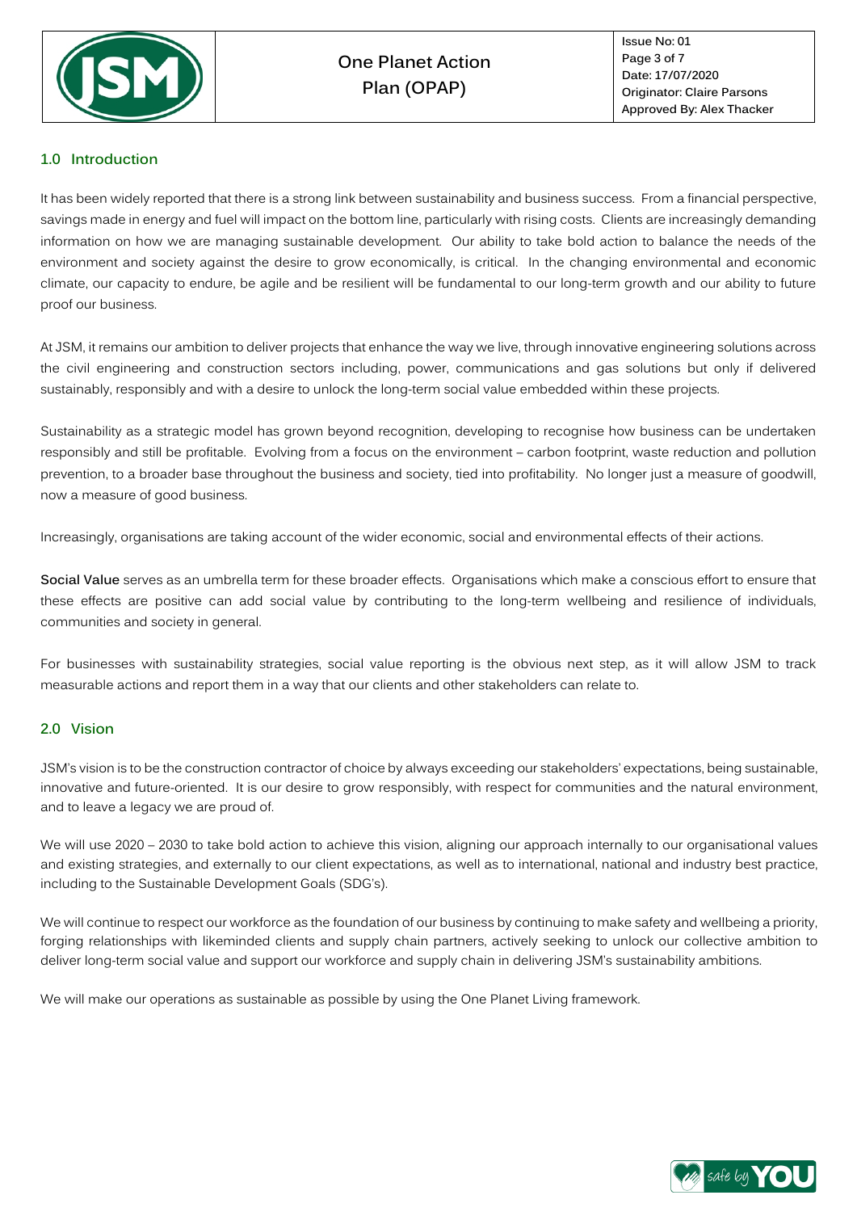## 1.0 Introduction

It has been widely reported that there is a strong link between sustainability and business success. From a financial perspective, savings made in energy and fuel will impact on the bottom line, particularly with rising costs. Clients are increasingly demanding information on how we are managing sustainable development. Our ability to take bold action to balance the needs of the environment and society against the desire to grow economically, is critical. In the changing environmental and economic climate, our capacity to endure, be agile and be resilient will be fundamental to our long-term growth and our ability to future proof our business.

At JSM, it remains our ambition to deliver projects that enhance the way we live, through innovative engineering solutions across the civil engineering and construction sectors including, power, communications and gas solutions but only if delivered sustainably, responsibly and with a desire to unlock the long-term social value embedded within these projects.

Sustainability as a strategic model has grown beyond recognition, developing to recognise how business can be undertaken responsibly and still be profitable. Evolving from a focus on the environment – carbon footprint, waste reduction and pollution prevention, to a broader base throughout the business and society, tied into profitability. No longer just a measure of goodwill, now a measure of good business.

Increasingly, organisations are taking account of the wider economic, social and environmental effects of their actions.

**Social Value** serves as an umbrella term for these broader effects. Organisations which make a conscious effort to ensure that these effects are positive can add social value by contributing to the long-term wellbeing and resilience of individuals, communities and society in general.

For businesses with sustainability strategies, social value reporting is the obvious next step, as it will allow JSM to track measurable actions and report them in a way that our clients and other stakeholders can relate to.

## 2.0 Vision

JSM's vision is to be the construction contractor of choice by always exceeding our stakeholders' expectations, being sustainable, innovative and future-oriented. It is our desire to grow responsibly, with respect for communities and the natural environment, and to leave a legacy we are proud of.

We will use 2020 – 2030 to take bold action to achieve this vision, aligning our approach internally to our organisational values and existing strategies, and externally to our client expectations, as well as to international, national and industry best practice, including to the Sustainable Development Goals (SDG's).

We will continue to respect our workforce as the foundation of our business by continuing to make safety and wellbeing a priority, forging relationships with likeminded clients and supply chain partners, actively seeking to unlock our collective ambition to deliver long-term social value and support our workforce and supply chain in delivering JSM's sustainability ambitions.

We will make our operations as sustainable as possible by using the One Planet Living framework.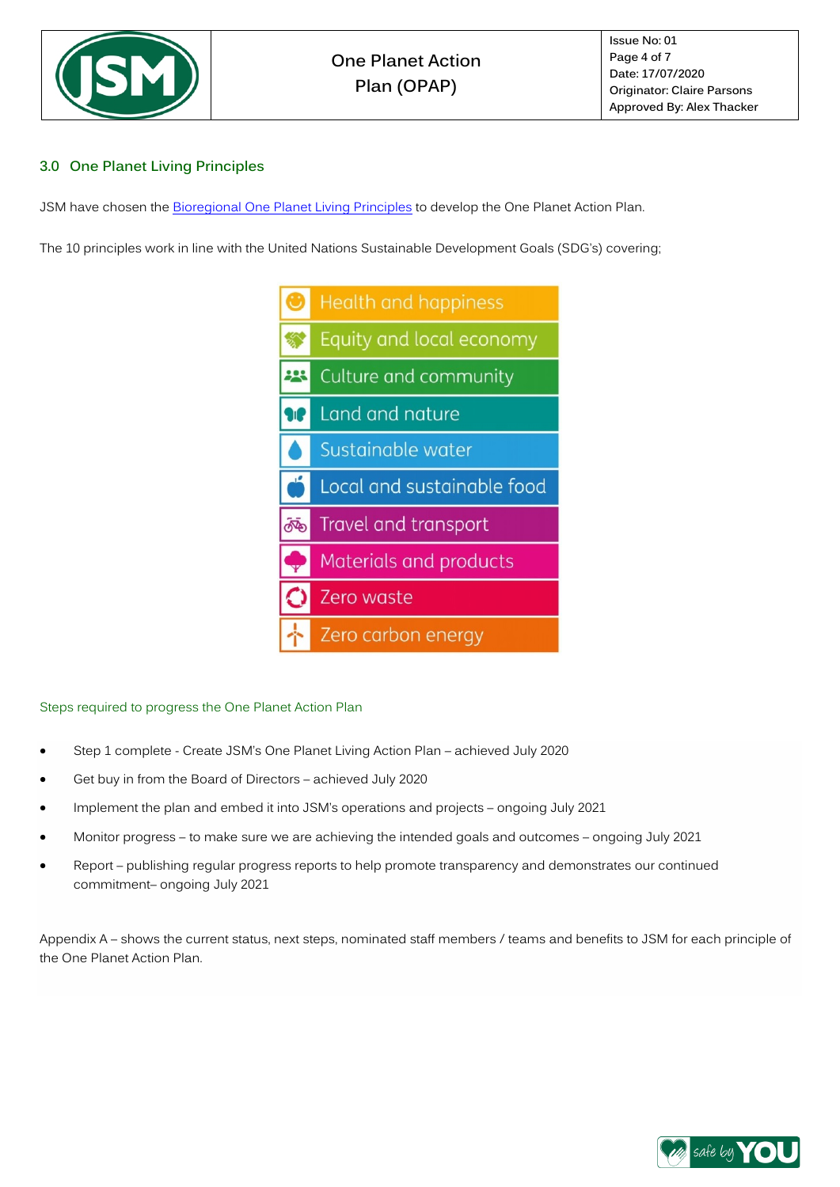## 3.0 One Planet Living Principles

JSM have chosen the Bioregional One Planet Living Principles to develop the One Planet Action Plan.

The 10 principles work in line with the United Nations Sustainable Development Goals (SDG's) covering;

- Health and happiness
- Equity and local economy
- Culture and community
- Land and nature
- Sustainable water
- Local and sustainable food
- Travel and transport
- Materials and products
- Zero waste
- Zero carbon energy

Steps required to progress the One Planet Action Plan

- Step 1 complete - Create JSM's One Planet Living Action Plan – achieved July 2020
- Get buy in from the Board of Directors – achieved July 2020
- Implement the plan and embed it into JSM's operations and projects – ongoing July 2021
- Monitor progress – to make sure we are achieving the intended goals and outcomes – ongoing July 2021
- Report – publishing regular progress reports to help promote transparency and demonstrates our continued commitment– ongoing July 2021

Appendix A – shows the current status, next steps, nominated staff members / teams and benefits to JSM for each principle of the One Planet Action Plan.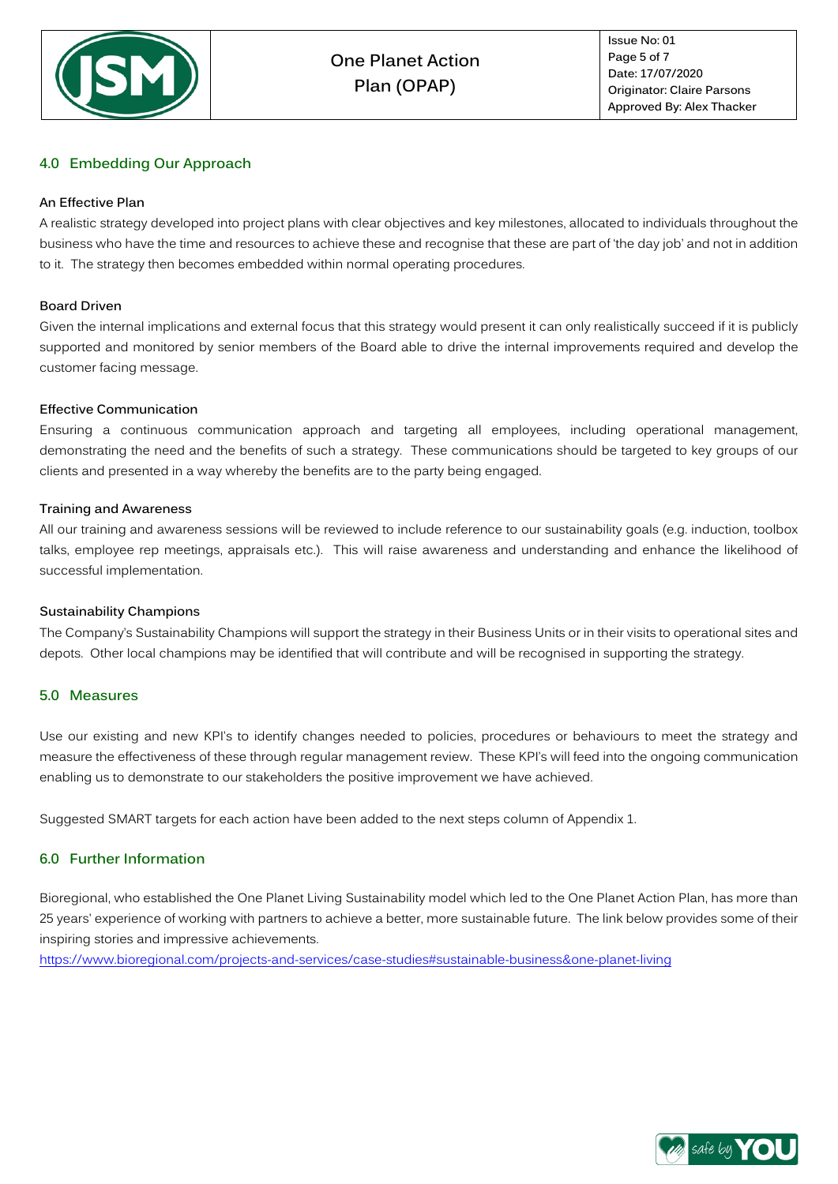## 4.0 Embedding Our Approach

**An Effective Plan**

A realistic strategy developed into project plans with clear objectives and key milestones, allocated to individuals throughout the business who have the time and resources to achieve these and recognise that these are part of 'the day job' and not in addition to it. The strategy then becomes embedded within normal operating procedures.

**Board Driven**

Given the internal implications and external focus that this strategy would present it can only realistically succeed if it is publicly supported and monitored by senior members of the Board able to drive the internal improvements required and develop the customer facing message.

**Effective Communication**

Ensuring a continuous communication approach and targeting all employees, including operational management, demonstrating the need and the benefits of such a strategy. These communications should be targeted to key groups of our clients and presented in a way whereby the benefits are to the party being engaged.

**Training and Awareness**

All our training and awareness sessions will be reviewed to include reference to our sustainability goals (e.g. induction, toolbox talks, employee rep meetings, appraisals etc.). This will raise awareness and understanding and enhance the likelihood of successful implementation.

**Sustainability Champions**

The Company's Sustainability Champions will support the strategy in their Business Units or in their visits to operational sites and depots. Other local champions may be identified that will contribute and will be recognised in supporting the strategy.

## 5.0 Measures

Use our existing and new KPI's to identify changes needed to policies, procedures or behaviours to meet the strategy and measure the effectiveness of these through regular management review. These KPI's will feed into the ongoing communication enabling us to demonstrate to our stakeholders the positive improvement we have achieved.

Suggested SMART targets for each action have been added to the next steps column of Appendix 1.

## 6.0 Further Information

Bioregional, who established the One Planet Living Sustainability model which led to the One Planet Action Plan, has more than 25 years' experience of working with partners to achieve a better, more sustainable future. The link below provides some of their inspiring stories and impressive achievements.

https://www.bioregional.com/projects-and-services/case-studies#sustainable-business&one-planet-living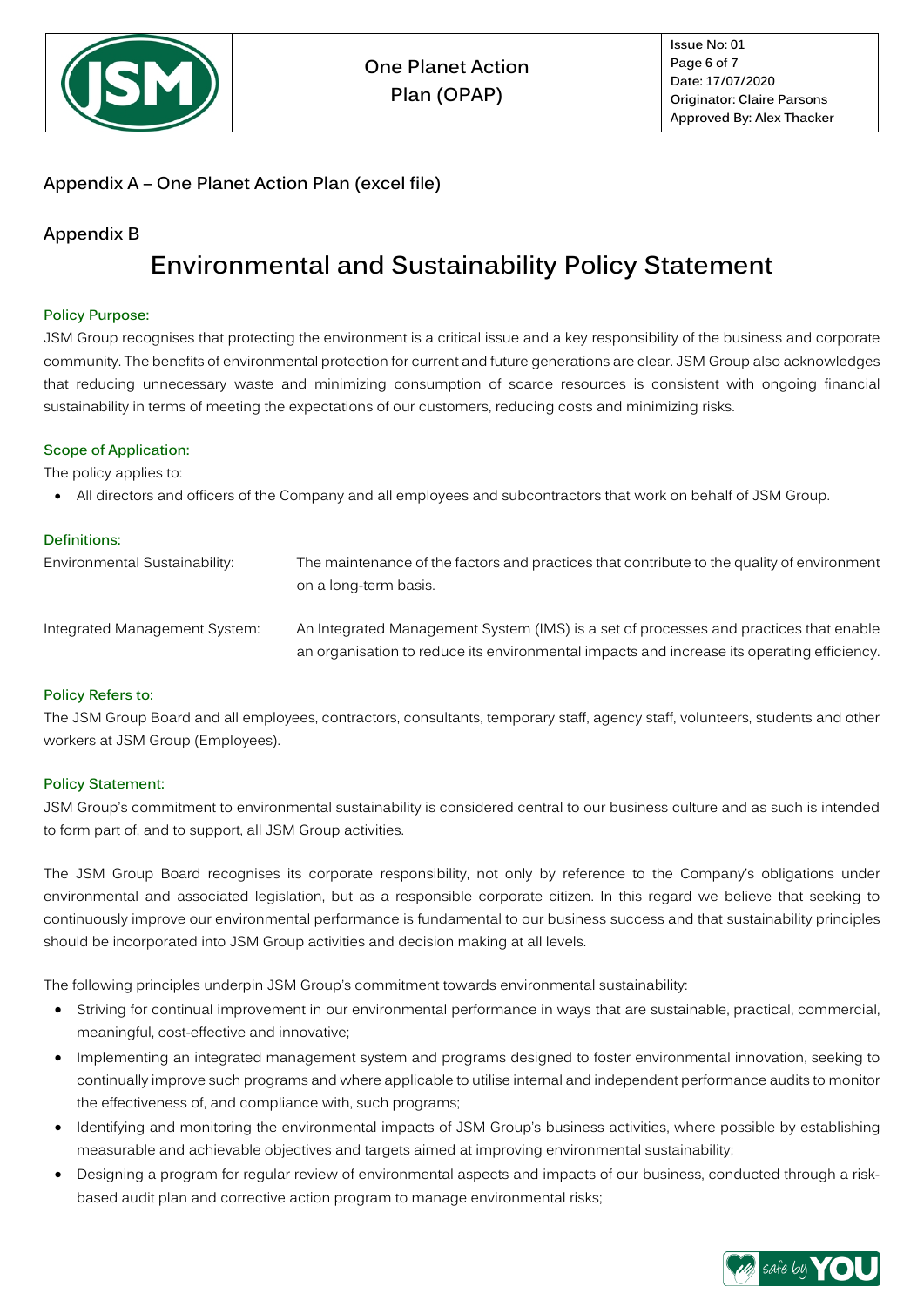## Appendix A – One Planet Action Plan (excel file)

## Appendix B

# Environmental and Sustainability Policy Statement

### Policy Purpose:

JSM Group recognises that protecting the environment is a critical issue and a key responsibility of the business and corporate community. The benefits of environmental protection for current and future generations are clear. JSM Group also acknowledges that reducing unnecessary waste and minimizing consumption of scarce resources is consistent with ongoing financial sustainability in terms of meeting the expectations of our customers, reducing costs and minimizing risks.

### Scope of Application:

The policy applies to:

- All directors and officers of the Company and all employees and subcontractors that work on behalf of JSM Group.

### Definitions:

| | |
|---|---|
| Environmental Sustainability: | The maintenance of the factors and practices that contribute to the quality of environment on a long-term basis. |
| Integrated Management System: | An Integrated Management System (IMS) is a set of processes and practices that enable an organisation to reduce its environmental impacts and increase its operating efficiency. |

### Policy Refers to:

The JSM Group Board and all employees, contractors, consultants, temporary staff, agency staff, volunteers, students and other workers at JSM Group (Employees).

### Policy Statement:

JSM Group's commitment to environmental sustainability is considered central to our business culture and as such is intended to form part of, and to support, all JSM Group activities.

The JSM Group Board recognises its corporate responsibility, not only by reference to the Company's obligations under environmental and associated legislation, but as a responsible corporate citizen. In this regard we believe that seeking to continuously improve our environmental performance is fundamental to our business success and that sustainability principles should be incorporated into JSM Group activities and decision making at all levels.

The following principles underpin JSM Group's commitment towards environmental sustainability:

- Striving for continual improvement in our environmental performance in ways that are sustainable, practical, commercial, meaningful, cost-effective and innovative;
- Implementing an integrated management system and programs designed to foster environmental innovation, seeking to continually improve such programs and where applicable to utilise internal and independent performance audits to monitor the effectiveness of, and compliance with, such programs;
- Identifying and monitoring the environmental impacts of JSM Group's business activities, where possible by establishing measurable and achievable objectives and targets aimed at improving environmental sustainability;
- Designing a program for regular review of environmental aspects and impacts of our business, conducted through a risk-based audit plan and corrective action program to manage environmental risks;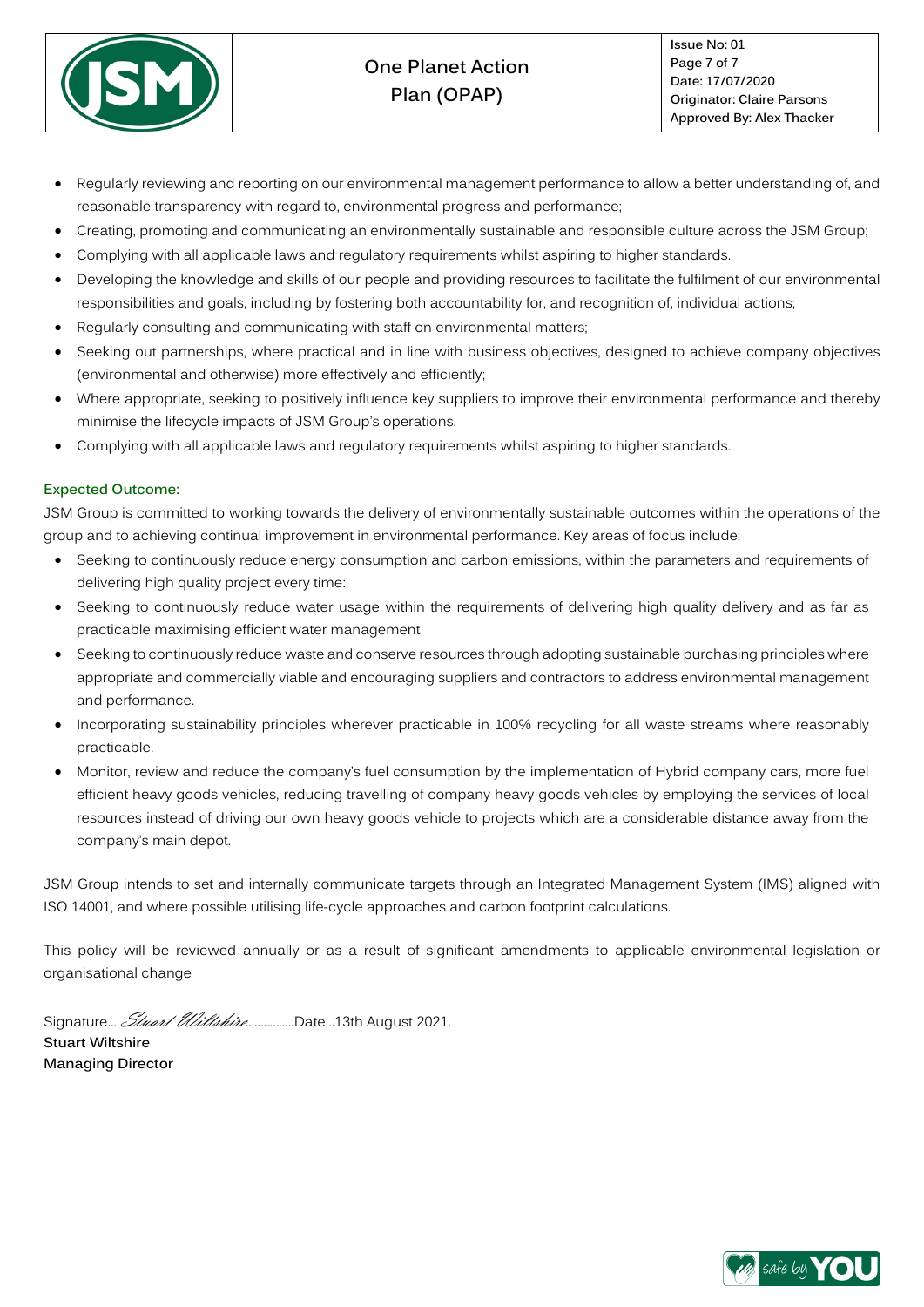- Regularly reviewing and reporting on our environmental management performance to allow a better understanding of, and reasonable transparency with regard to, environmental progress and performance;
- Creating, promoting and communicating an environmentally sustainable and responsible culture across the JSM Group;
- Complying with all applicable laws and regulatory requirements whilst aspiring to higher standards.
- Developing the knowledge and skills of our people and providing resources to facilitate the fulfilment of our environmental responsibilities and goals, including by fostering both accountability for, and recognition of, individual actions;
- Regularly consulting and communicating with staff on environmental matters;
- Seeking out partnerships, where practical and in line with business objectives, designed to achieve company objectives (environmental and otherwise) more effectively and efficiently;
- Where appropriate, seeking to positively influence key suppliers to improve their environmental performance and thereby minimise the lifecycle impacts of JSM Group's operations.
- Complying with all applicable laws and regulatory requirements whilst aspiring to higher standards.

**Expected Outcome:**

JSM Group is committed to working towards the delivery of environmentally sustainable outcomes within the operations of the group and to achieving continual improvement in environmental performance. Key areas of focus include:

- Seeking to continuously reduce energy consumption and carbon emissions, within the parameters and requirements of delivering high quality project every time:
- Seeking to continuously reduce water usage within the requirements of delivering high quality delivery and as far as practicable maximising efficient water management
- Seeking to continuously reduce waste and conserve resources through adopting sustainable purchasing principles where appropriate and commercially viable and encouraging suppliers and contractors to address environmental management and performance.
- Incorporating sustainability principles wherever practicable in 100% recycling for all waste streams where reasonably practicable.
- Monitor, review and reduce the company's fuel consumption by the implementation of Hybrid company cars, more fuel efficient heavy goods vehicles, reducing travelling of company heavy goods vehicles by employing the services of local resources instead of driving our own heavy goods vehicle to projects which are a considerable distance away from the company's main depot.

JSM Group intends to set and internally communicate targets through an Integrated Management System (IMS) aligned with ISO 14001, and where possible utilising life-cycle approaches and carbon footprint calculations.

This policy will be reviewed annually or as a result of significant amendments to applicable environmental legislation or organisational change

Signature... *Stuart Wiltshire*...............Date...13th August 2021.

**Stuart Wiltshire**

**Managing Director**